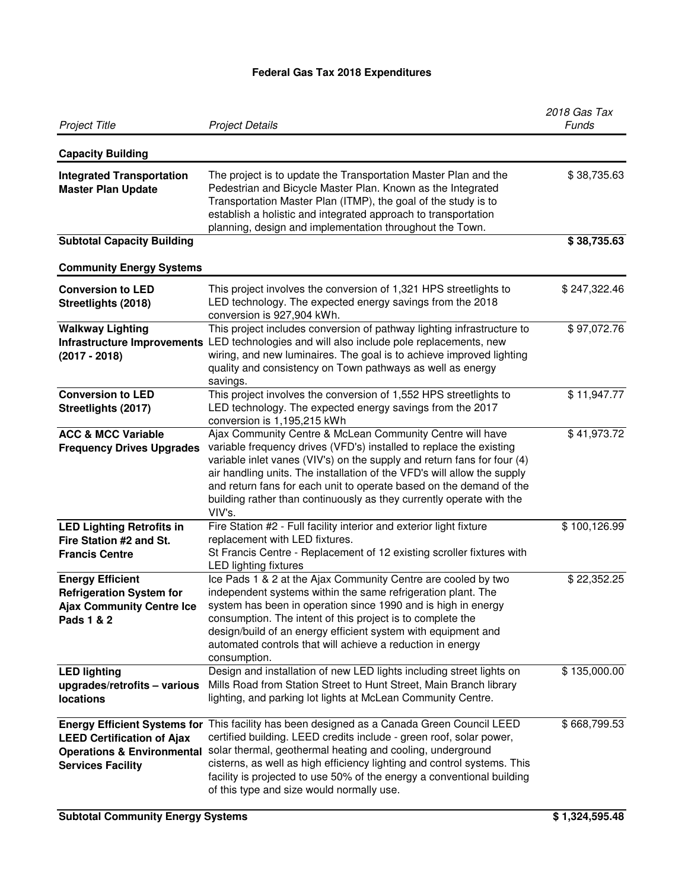# Federal Gas Tax 2018 Expenditures

| *Project Title* | *Project Details* | *2018 Gas Tax Funds* |
|---|---|---|
| **Capacity Building** | | |
| **Integrated Transportation Master Plan Update** | The project is to update the Transportation Master Plan and the Pedestrian and Bicycle Master Plan. Known as the Integrated Transportation Master Plan (ITMP), the goal of the study is to establish a holistic and integrated approach to transportation planning, design and implementation throughout the Town. | $ 38,735.63 |
| **Subtotal Capacity Building** | | **$ 38,735.63** |
| **Community Energy Systems** | | |
| **Conversion to LED Streetlights (2018)** | This project involves the conversion of 1,321 HPS streetlights to LED technology. The expected energy savings from the 2018 conversion is 927,904 kWh. | $ 247,322.46 |
| **Walkway Lighting Infrastructure Improvements (2017 - 2018)** | This project includes conversion of pathway lighting infrastructure to LED technologies and will also include pole replacements, new wiring, and new luminaires. The goal is to achieve improved lighting quality and consistency on Town pathways as well as energy savings. | $ 97,072.76 |
| **Conversion to LED Streetlights (2017)** | This project involves the conversion of 1,552 HPS streetlights to LED technology. The expected energy savings from the 2017 conversion is 1,195,215 kWh | $ 11,947.77 |
| **ACC & MCC Variable Frequency Drives Upgrades** | Ajax Community Centre & McLean Community Centre will have variable frequency drives (VFD's) installed to replace the existing variable inlet vanes (VIV's) on the supply and return fans for four (4) air handling units. The installation of the VFD's will allow the supply and return fans for each unit to operate based on the demand of the building rather than continuously as they currently operate with the VIV's. | $ 41,973.72 |
| **LED Lighting Retrofits in Fire Station #2 and St. Francis Centre** | Fire Station #2 - Full facility interior and exterior light fixture replacement with LED fixtures.<br>St Francis Centre - Replacement of 12 existing scroller fixtures with LED lighting fixtures | $ 100,126.99 |
| **Energy Efficient Refrigeration System for Ajax Community Centre Ice Pads 1 & 2** | Ice Pads 1 & 2 at the Ajax Community Centre are cooled by two independent systems within the same refrigeration plant. The system has been in operation since 1990 and is high in energy consumption. The intent of this project is to complete the design/build of an energy efficient system with equipment and automated controls that will achieve a reduction in energy consumption. | $ 22,352.25 |
| **LED lighting upgrades/retrofits – various locations** | Design and installation of new LED lights including street lights on Mills Road from Station Street to Hunt Street, Main Branch library lighting, and parking lot lights at McLean Community Centre. | $ 135,000.00 |
| **Energy Efficient Systems for LEED Certification of Ajax Operations & Environmental Services Facility** | This facility has been designed as a Canada Green Council LEED certified building. LEED credits include - green roof, solar power, solar thermal, geothermal heating and cooling, underground cisterns, as well as high efficiency lighting and control systems. This facility is projected to use 50% of the energy a conventional building of this type and size would normally use. | $ 668,799.53 |
| **Subtotal Community Energy Systems** | | **$ 1,324,595.48** |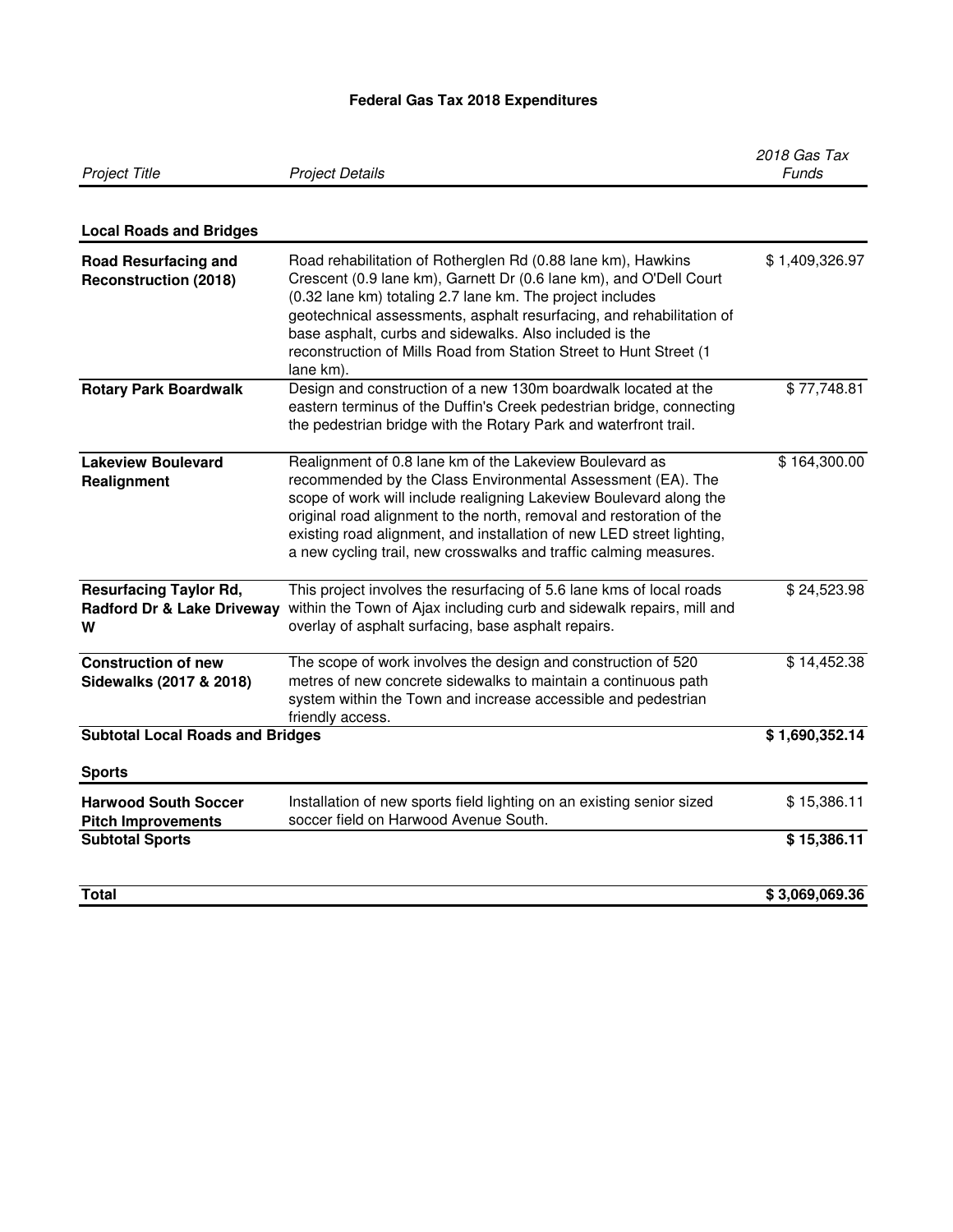# Federal Gas Tax 2018 Expenditures

| *Project Title* | *Project Details* | *2018 Gas Tax Funds* |
|---|---|---|
| **Local Roads and Bridges** | | |
| **Road Resurfacing and Reconstruction (2018)** | Road rehabilitation of Rotherglen Rd (0.88 lane km), Hawkins Crescent (0.9 lane km), Garnett Dr (0.6 lane km), and O'Dell Court (0.32 lane km) totaling 2.7 lane km. The project includes geotechnical assessments, asphalt resurfacing, and rehabilitation of base asphalt, curbs and sidewalks. Also included is the reconstruction of Mills Road from Station Street to Hunt Street (1 lane km). | $ 1,409,326.97 |
| **Rotary Park Boardwalk** | Design and construction of a new 130m boardwalk located at the eastern terminus of the Duffin's Creek pedestrian bridge, connecting the pedestrian bridge with the Rotary Park and waterfront trail. | $ 77,748.81 |
| **Lakeview Boulevard Realignment** | Realignment of 0.8 lane km of the Lakeview Boulevard as recommended by the Class Environmental Assessment (EA). The scope of work will include realigning Lakeview Boulevard along the original road alignment to the north, removal and restoration of the existing road alignment, and installation of new LED street lighting, a new cycling trail, new crosswalks and traffic calming measures. | $ 164,300.00 |
| **Resurfacing Taylor Rd, Radford Dr & Lake Driveway W** | This project involves the resurfacing of 5.6 lane kms of local roads within the Town of Ajax including curb and sidewalk repairs, mill and overlay of asphalt surfacing, base asphalt repairs. | $ 24,523.98 |
| **Construction of new Sidewalks (2017 & 2018)** | The scope of work involves the design and construction of 520 metres of new concrete sidewalks to maintain a continuous path system within the Town and increase accessible and pedestrian friendly access. | $ 14,452.38 |
| **Subtotal Local Roads and Bridges** | | **$ 1,690,352.14** |
| **Sports** | | |
| **Harwood South Soccer Pitch Improvements** | Installation of new sports field lighting on an existing senior sized soccer field on Harwood Avenue South. | $ 15,386.11 |
| **Subtotal Sports** | | **$ 15,386.11** |
| **Total** | | **$ 3,069,069.36** |